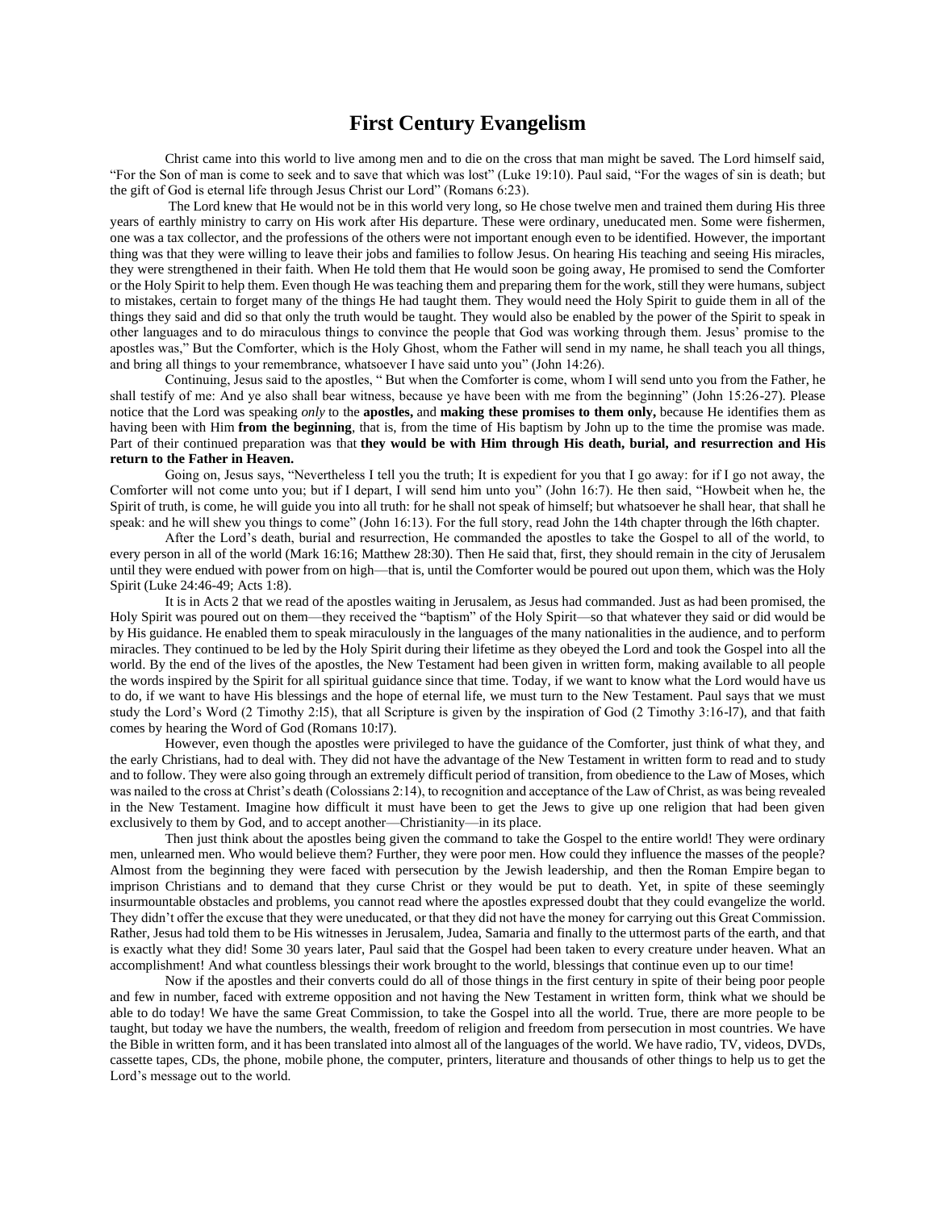# First Century Evangelism

Christ came into this world to live among men and to die on the cross that man might be saved. The Lord himself said, "For the Son of man is come to seek and to save that which was lost" (Luke 19:10). Paul said, "For the wages of sin is death; but the gift of God is eternal life through Jesus Christ our Lord" (Romans 6:23).

The Lord knew that He would not be in this world very long, so He chose twelve men and trained them during His three years of earthly ministry to carry on His work after His departure. These were ordinary, uneducated men. Some were fishermen, one was a tax collector, and the professions of the others were not important enough even to be identified. However, the important thing was that they were willing to leave their jobs and families to follow Jesus. On hearing His teaching and seeing His miracles, they were strengthened in their faith. When He told them that He would soon be going away, He promised to send the Comforter or the Holy Spirit to help them. Even though He was teaching them and preparing them for the work, still they were humans, subject to mistakes, certain to forget many of the things He had taught them. They would need the Holy Spirit to guide them in all of the things they said and did so that only the truth would be taught. They would also be enabled by the power of the Spirit to speak in other languages and to do miraculous things to convince the people that God was working through them. Jesus' promise to the apostles was," But the Comforter, which is the Holy Ghost, whom the Father will send in my name, he shall teach you all things, and bring all things to your remembrance, whatsoever I have said unto you" (John 14:26).

Continuing, Jesus said to the apostles, " But when the Comforter is come, whom I will send unto you from the Father, he shall testify of me: And ye also shall bear witness, because ye have been with me from the beginning" (John 15:26-27). Please notice that the Lord was speaking *only* to the **apostles,** and **making these promises to them only,** because He identifies them as having been with Him **from the beginning**, that is, from the time of His baptism by John up to the time the promise was made. Part of their continued preparation was that **they would be with Him through His death, burial, and resurrection and His return to the Father in Heaven.**

Going on, Jesus says, "Nevertheless I tell you the truth; It is expedient for you that I go away: for if I go not away, the Comforter will not come unto you; but if I depart, I will send him unto you" (John 16:7). He then said, "Howbeit when he, the Spirit of truth, is come, he will guide you into all truth: for he shall not speak of himself; but whatsoever he shall hear, that shall he speak: and he will shew you things to come" (John 16:13). For the full story, read John the 14th chapter through the l6th chapter.

After the Lord's death, burial and resurrection, He commanded the apostles to take the Gospel to all of the world, to every person in all of the world (Mark 16:16; Matthew 28:30). Then He said that, first, they should remain in the city of Jerusalem until they were endued with power from on high—that is, until the Comforter would be poured out upon them, which was the Holy Spirit (Luke 24:46-49; Acts 1:8).

It is in Acts 2 that we read of the apostles waiting in Jerusalem, as Jesus had commanded. Just as had been promised, the Holy Spirit was poured out on them—they received the "baptism" of the Holy Spirit—so that whatever they said or did would be by His guidance. He enabled them to speak miraculously in the languages of the many nationalities in the audience, and to perform miracles. They continued to be led by the Holy Spirit during their lifetime as they obeyed the Lord and took the Gospel into all the world. By the end of the lives of the apostles, the New Testament had been given in written form, making available to all people the words inspired by the Spirit for all spiritual guidance since that time. Today, if we want to know what the Lord would have us to do, if we want to have His blessings and the hope of eternal life, we must turn to the New Testament. Paul says that we must study the Lord's Word (2 Timothy 2:l5), that all Scripture is given by the inspiration of God (2 Timothy 3:16-l7), and that faith comes by hearing the Word of God (Romans 10:l7).

However, even though the apostles were privileged to have the guidance of the Comforter, just think of what they, and the early Christians, had to deal with. They did not have the advantage of the New Testament in written form to read and to study and to follow. They were also going through an extremely difficult period of transition, from obedience to the Law of Moses, which was nailed to the cross at Christ's death (Colossians 2:14), to recognition and acceptance of the Law of Christ, as was being revealed in the New Testament. Imagine how difficult it must have been to get the Jews to give up one religion that had been given exclusively to them by God, and to accept another—Christianity—in its place.

Then just think about the apostles being given the command to take the Gospel to the entire world! They were ordinary men, unlearned men. Who would believe them? Further, they were poor men. How could they influence the masses of the people? Almost from the beginning they were faced with persecution by the Jewish leadership, and then the Roman Empire began to imprison Christians and to demand that they curse Christ or they would be put to death. Yet, in spite of these seemingly insurmountable obstacles and problems, you cannot read where the apostles expressed doubt that they could evangelize the world. They didn't offer the excuse that they were uneducated, or that they did not have the money for carrying out this Great Commission. Rather, Jesus had told them to be His witnesses in Jerusalem, Judea, Samaria and finally to the uttermost parts of the earth, and that is exactly what they did! Some 30 years later, Paul said that the Gospel had been taken to every creature under heaven. What an accomplishment! And what countless blessings their work brought to the world, blessings that continue even up to our time!

Now if the apostles and their converts could do all of those things in the first century in spite of their being poor people and few in number, faced with extreme opposition and not having the New Testament in written form, think what we should be able to do today! We have the same Great Commission, to take the Gospel into all the world. True, there are more people to be taught, but today we have the numbers, the wealth, freedom of religion and freedom from persecution in most countries. We have the Bible in written form, and it has been translated into almost all of the languages of the world. We have radio, TV, videos, DVDs, cassette tapes, CDs, the phone, mobile phone, the computer, printers, literature and thousands of other things to help us to get the Lord's message out to the world.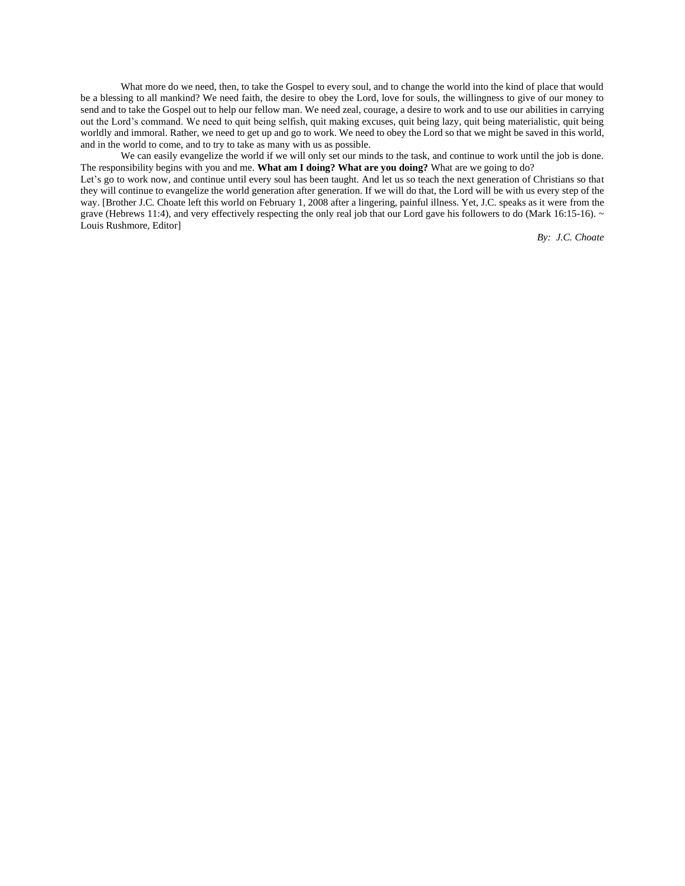What more do we need, then, to take the Gospel to every soul, and to change the world into the kind of place that would be a blessing to all mankind? We need faith, the desire to obey the Lord, love for souls, the willingness to give of our money to send and to take the Gospel out to help our fellow man. We need zeal, courage, a desire to work and to use our abilities in carrying out the Lord's command. We need to quit being selfish, quit making excuses, quit being lazy, quit being materialistic, quit being worldly and immoral. Rather, we need to get up and go to work. We need to obey the Lord so that we might be saved in this world, and in the world to come, and to try to take as many with us as possible.

We can easily evangelize the world if we will only set our minds to the task, and continue to work until the job is done. The responsibility begins with you and me. **What am I doing? What are you doing?** What are we going to do?

Let's go to work now, and continue until every soul has been taught. And let us so teach the next generation of Christians so that they will continue to evangelize the world generation after generation. If we will do that, the Lord will be with us every step of the way. [Brother J.C. Choate left this world on February 1, 2008 after a lingering, painful illness. Yet, J.C. speaks as it were from the grave (Hebrews 11:4), and very effectively respecting the only real job that our Lord gave his followers to do (Mark 16:15-16). ~ Louis Rushmore, Editor]

*By: J.C. Choate*